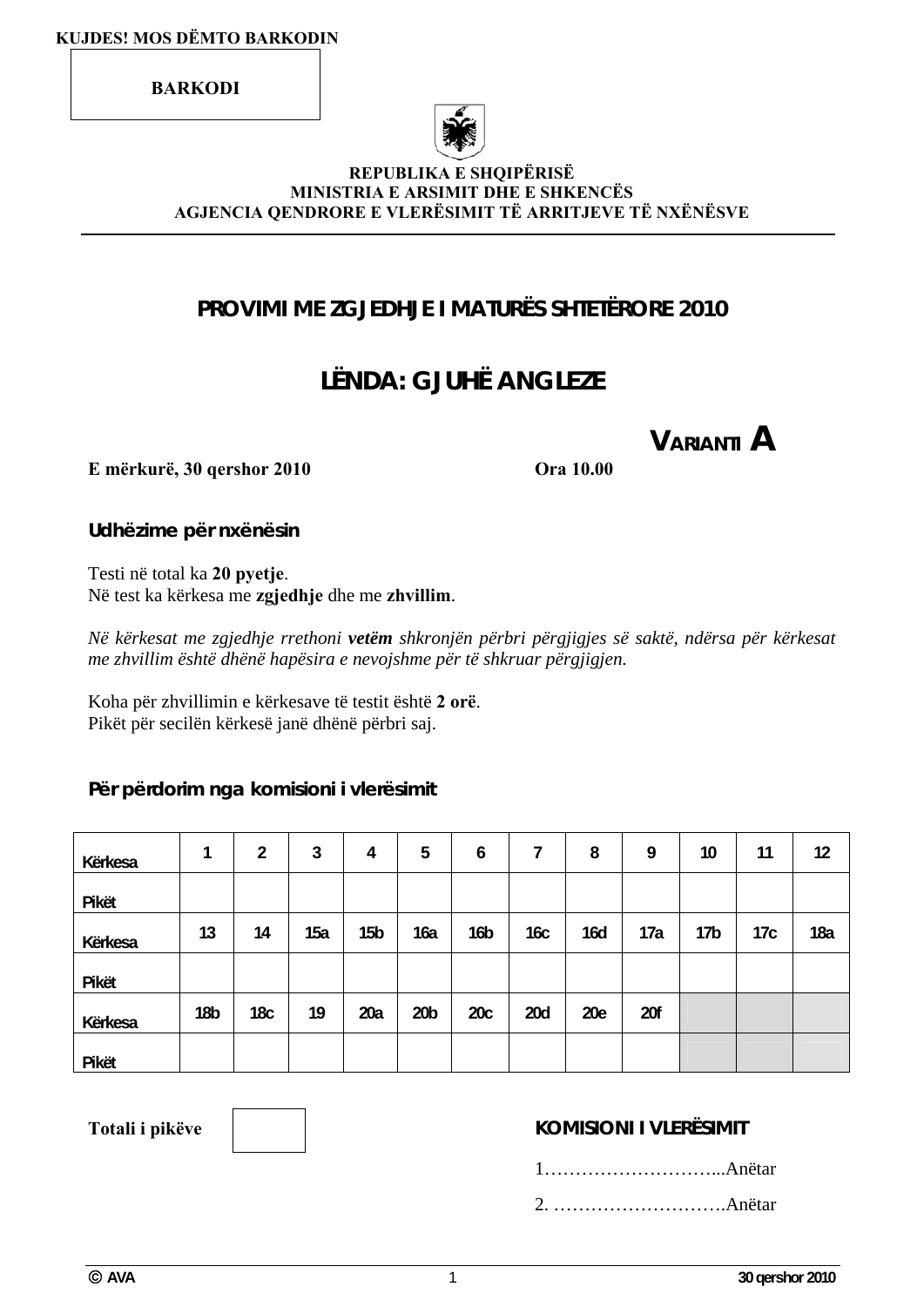KUJDES! MOS DËMTO BARKODIN

BARKODI

**REPUBLIKA E SHQIPËRISË**
**MINISTRIA E ARSIMIT DHE E SHKENCËS**
**AGJENCIA QENDRORE E VLERËSIMIT TË ARRITJEVE TË NXËNËSVE**

# PROVIMI ME ZGJEDHJE I MATURËS SHTETËRORE 2010

# LËNDA: GJUHË ANGLEZE

## VARIANTI A

**E mërkurë, 30 qershor 2010** **Ora 10.00**

### Udhëzime për nxënësin

Testi në total ka **20 pyetje**.
Në test ka kërkesa me **zgjedhje** dhe me **zhvillim**.

*Në kërkesat me zgjedhje rrethoni **vetëm** shkronjën përbri përgjigjes së saktë, ndërsa për kërkesat me zhvillim është dhënë hapësira e nevojshme për të shkruar përgjigjen.*

Koha për zhvillimin e kërkesave të testit është **2 orë**.
Pikët për secilën kërkesë janë dhënë përbri saj.

### Për përdorim nga komisioni i vlerësimit

| | | | | | | | | | | | | |
|---|---|---|---|---|---|---|---|---|---|---|---|---|
| Kërkesa | 1 | 2 | 3 | 4 | 5 | 6 | 7 | 8 | 9 | 10 | 11 | 12 |
| Pikët | | | | | | | | | | | | |
| Kërkesa | 13 | 14 | 15a | 15b | 16a | 16b | 16c | 16d | 17a | 17b | 17c | 18a |
| Pikët | | | | | | | | | | | | |
| Kërkesa | 18b | 18c | 19 | 20a | 20b | 20c | 20d | 20e | 20f | | | |
| Pikët | | | | | | | | | | | | |

**Totali i pikëve**

**KOMISIONI I VLERËSIMIT**

1………………………...Anëtar

2. ……………………….Anëtar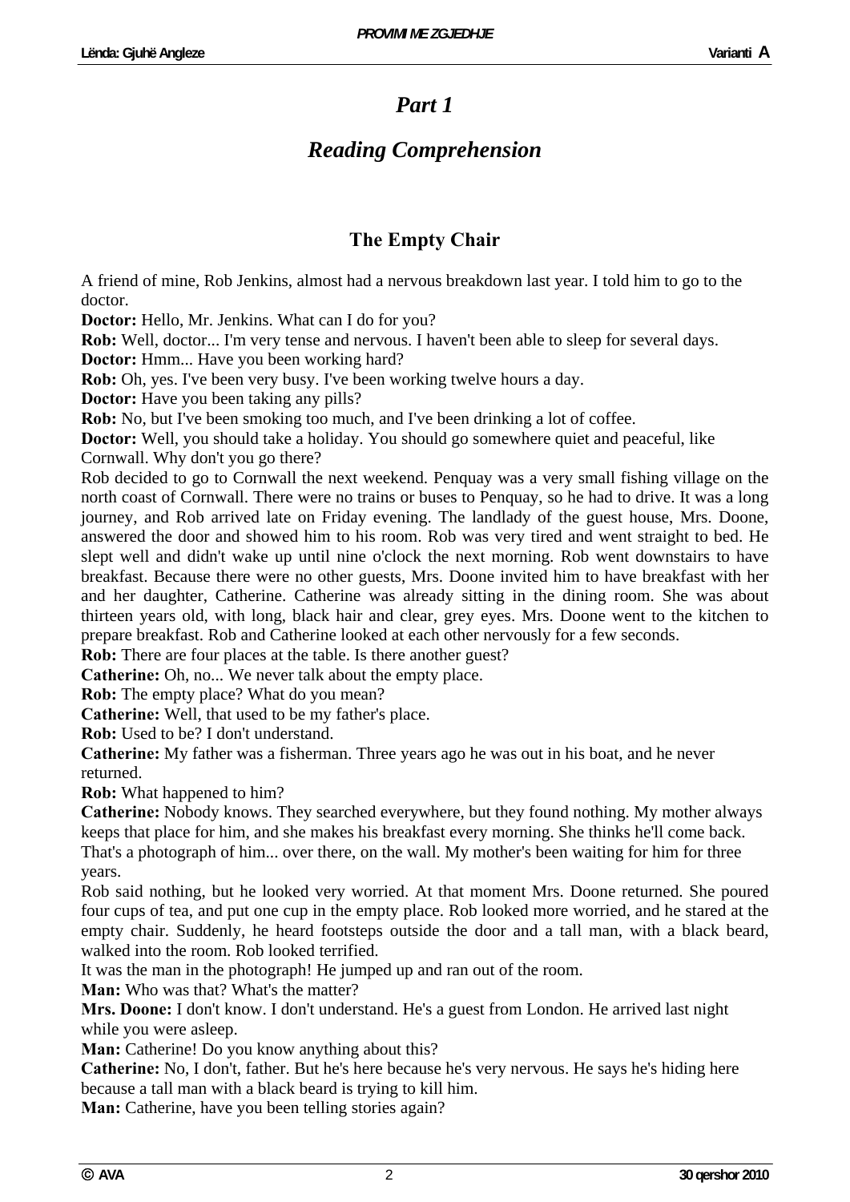# *Part 1*

## *Reading Comprehension*

### The Empty Chair

A friend of mine, Rob Jenkins, almost had a nervous breakdown last year. I told him to go to the doctor.

**Doctor:** Hello, Mr. Jenkins. What can I do for you?

**Rob:** Well, doctor... I'm very tense and nervous. I haven't been able to sleep for several days.

**Doctor:** Hmm... Have you been working hard?

**Rob:** Oh, yes. I've been very busy. I've been working twelve hours a day.

**Doctor:** Have you been taking any pills?

**Rob:** No, but I've been smoking too much, and I've been drinking a lot of coffee.

**Doctor:** Well, you should take a holiday. You should go somewhere quiet and peaceful, like Cornwall. Why don't you go there?

Rob decided to go to Cornwall the next weekend. Penquay was a very small fishing village on the north coast of Cornwall. There were no trains or buses to Penquay, so he had to drive. It was a long journey, and Rob arrived late on Friday evening. The landlady of the guest house, Mrs. Doone, answered the door and showed him to his room. Rob was very tired and went straight to bed. He slept well and didn't wake up until nine o'clock the next morning. Rob went downstairs to have breakfast. Because there were no other guests, Mrs. Doone invited him to have breakfast with her and her daughter, Catherine. Catherine was already sitting in the dining room. She was about thirteen years old, with long, black hair and clear, grey eyes. Mrs. Doone went to the kitchen to prepare breakfast. Rob and Catherine looked at each other nervously for a few seconds.

**Rob:** There are four places at the table. Is there another guest?

**Catherine:** Oh, no... We never talk about the empty place.

**Rob:** The empty place? What do you mean?

**Catherine:** Well, that used to be my father's place.

**Rob:** Used to be? I don't understand.

**Catherine:** My father was a fisherman. Three years ago he was out in his boat, and he never returned.

**Rob:** What happened to him?

**Catherine:** Nobody knows. They searched everywhere, but they found nothing. My mother always keeps that place for him, and she makes his breakfast every morning. She thinks he'll come back. That's a photograph of him... over there, on the wall. My mother's been waiting for him for three years.

Rob said nothing, but he looked very worried. At that moment Mrs. Doone returned. She poured four cups of tea, and put one cup in the empty place. Rob looked more worried, and he stared at the empty chair. Suddenly, he heard footsteps outside the door and a tall man, with a black beard, walked into the room. Rob looked terrified.

It was the man in the photograph! He jumped up and ran out of the room.

**Man:** Who was that? What's the matter?

**Mrs. Doone:** I don't know. I don't understand. He's a guest from London. He arrived last night while you were asleep.

**Man:** Catherine! Do you know anything about this?

**Catherine:** No, I don't, father. But he's here because he's very nervous. He says he's hiding here because a tall man with a black beard is trying to kill him.

**Man:** Catherine, have you been telling stories again?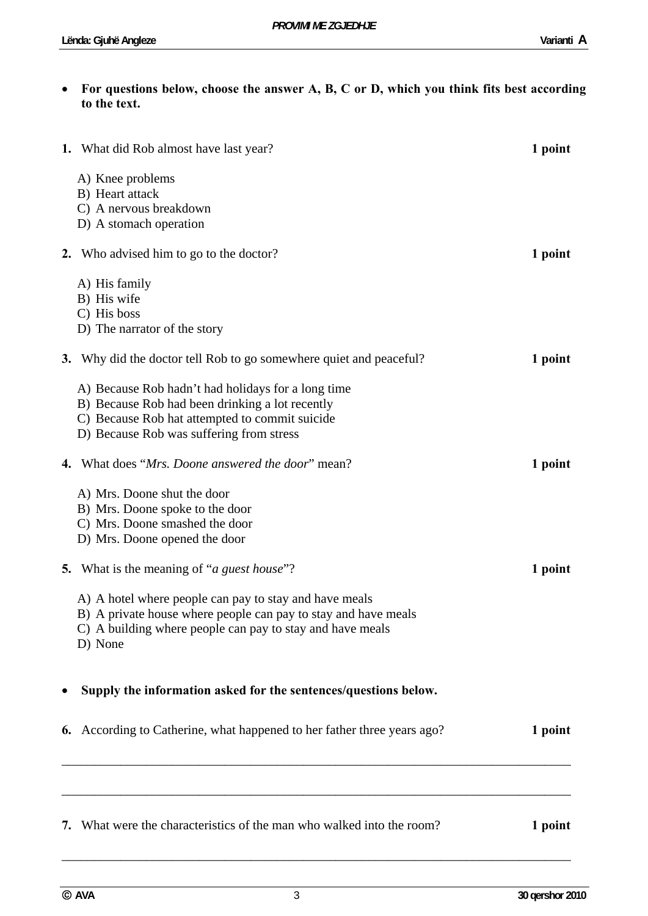- **For questions below, choose the answer A, B, C or D, which you think fits best according to the text.**

**1.** What did Rob almost have last year? **1 point**

A) Knee problems
B) Heart attack
C) A nervous breakdown
D) A stomach operation

**2.** Who advised him to go to the doctor? **1 point**

A) His family
B) His wife
C) His boss
D) The narrator of the story

**3.** Why did the doctor tell Rob to go somewhere quiet and peaceful? **1 point**

A) Because Rob hadn't had holidays for a long time
B) Because Rob had been drinking a lot recently
C) Because Rob hat attempted to commit suicide
D) Because Rob was suffering from stress

**4.** What does "*Mrs. Doone answered the door*" mean? **1 point**

A) Mrs. Doone shut the door
B) Mrs. Doone spoke to the door
C) Mrs. Doone smashed the door
D) Mrs. Doone opened the door

**5.** What is the meaning of "*a guest house*"? **1 point**

A) A hotel where people can pay to stay and have meals
B) A private house where people can pay to stay and have meals
C) A building where people can pay to stay and have meals
D) None

- **Supply the information asked for the sentences/questions below.**

**6.** According to Catherine, what happened to her father three years ago? **1 point**

______________________________________________________________________________

______________________________________________________________________________

**7.** What were the characteristics of the man who walked into the room? **1 point**

______________________________________________________________________________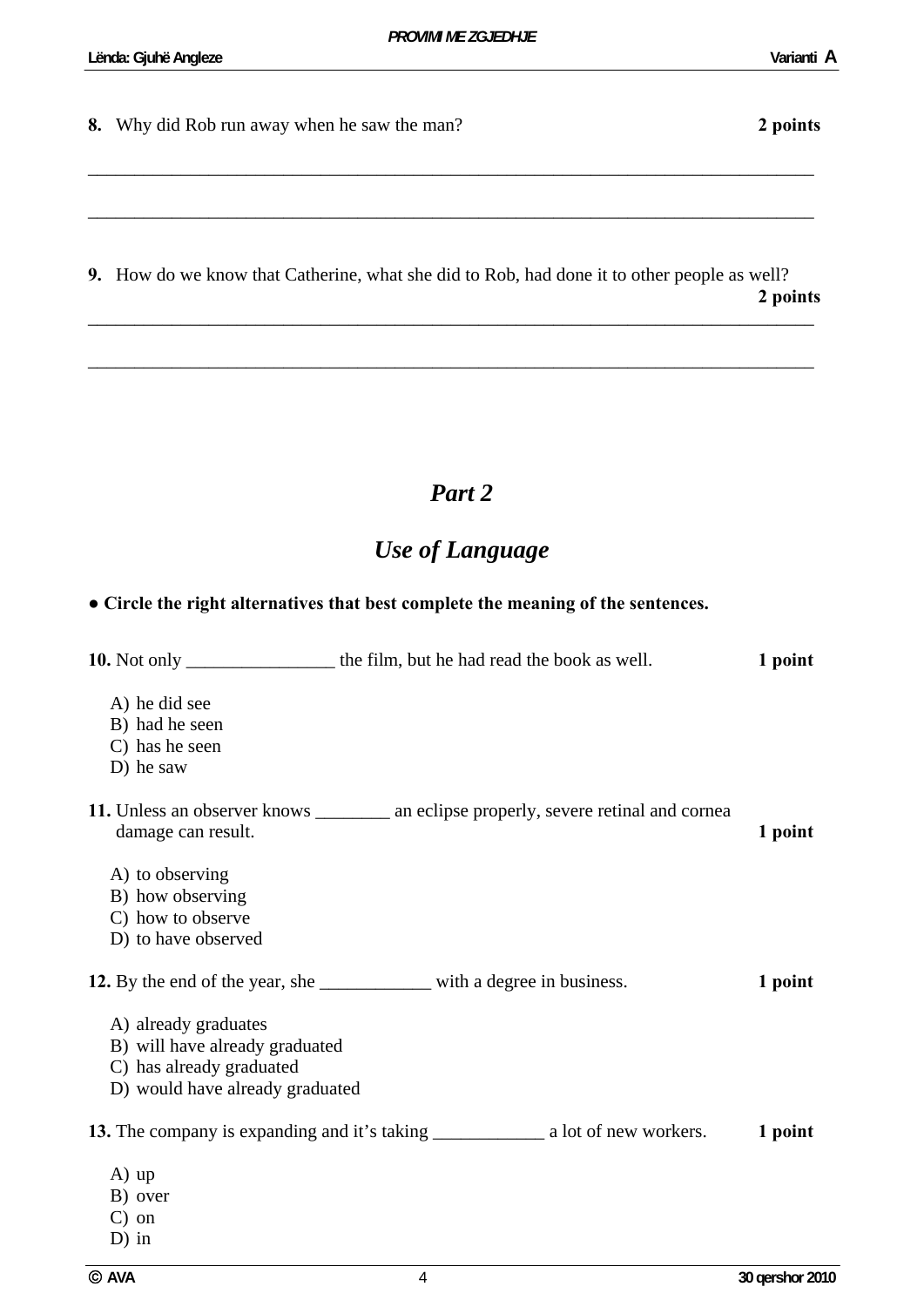**8.** Why did Rob run away when he saw the man? **2 points**

\_\_\_\_\_\_\_\_\_\_\_\_\_\_\_\_\_\_\_\_\_\_\_\_\_\_\_\_\_\_\_\_\_\_\_\_\_\_\_\_\_\_\_\_\_\_\_\_\_\_\_\_\_\_\_\_\_\_\_\_\_\_\_\_\_\_\_\_\_\_\_\_\_\_\_\_\_\_

\_\_\_\_\_\_\_\_\_\_\_\_\_\_\_\_\_\_\_\_\_\_\_\_\_\_\_\_\_\_\_\_\_\_\_\_\_\_\_\_\_\_\_\_\_\_\_\_\_\_\_\_\_\_\_\_\_\_\_\_\_\_\_\_\_\_\_\_\_\_\_\_\_\_\_\_\_\_

**9.** How do we know that Catherine, what she did to Rob, had done it to other people as well? **2 points**

\_\_\_\_\_\_\_\_\_\_\_\_\_\_\_\_\_\_\_\_\_\_\_\_\_\_\_\_\_\_\_\_\_\_\_\_\_\_\_\_\_\_\_\_\_\_\_\_\_\_\_\_\_\_\_\_\_\_\_\_\_\_\_\_\_\_\_\_\_\_\_\_\_\_\_\_\_\_

\_\_\_\_\_\_\_\_\_\_\_\_\_\_\_\_\_\_\_\_\_\_\_\_\_\_\_\_\_\_\_\_\_\_\_\_\_\_\_\_\_\_\_\_\_\_\_\_\_\_\_\_\_\_\_\_\_\_\_\_\_\_\_\_\_\_\_\_\_\_\_\_\_\_\_\_\_\_

## *Part 2*

## *Use of Language*

● **Circle the right alternatives that best complete the meaning of the sentences.**

**10.** Not only \_\_\_\_\_\_\_\_\_\_\_\_\_\_\_\_ the film, but he had read the book as well. **1 point**

A) he did see
B) had he seen
C) has he seen
D) he saw

**11.** Unless an observer knows \_\_\_\_\_\_\_\_ an eclipse properly, severe retinal and cornea damage can result. **1 point**

A) to observing
B) how observing
C) how to observe
D) to have observed

**12.** By the end of the year, she \_\_\_\_\_\_\_\_\_\_\_\_ with a degree in business. **1 point**

A) already graduates
B) will have already graduated
C) has already graduated
D) would have already graduated

**13.** The company is expanding and it’s taking \_\_\_\_\_\_\_\_\_\_\_\_ a lot of new workers. **1 point**

A) up
B) over
C) on
D) in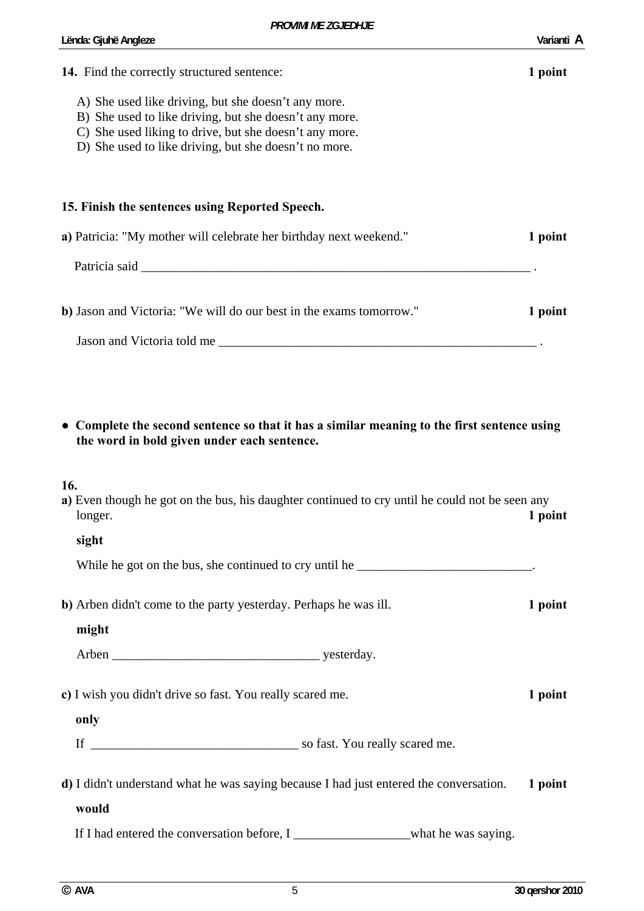**14.** Find the correctly structured sentence: **1 point**

A) She used like driving, but she doesn't any more.
B) She used to like driving, but she doesn't any more.
C) She used liking to drive, but she doesn't any more.
D) She used to like driving, but she doesn't no more.

**15. Finish the sentences using Reported Speech.**

**a)** Patricia: "My mother will celebrate her birthday next weekend." **1 point**

Patricia said ______________________________________________________________ .

**b)** Jason and Victoria: "We will do our best in the exams tomorrow." **1 point**

Jason and Victoria told me ___________________________________________________ .

- **Complete the second sentence so that it has a similar meaning to the first sentence using the word in bold given under each sentence.**

**16.**

**a)** Even though he got on the bus, his daughter continued to cry until he could not be seen any longer. **1 point**

**sight**

While he got on the bus, she continued to cry until he ___________________________.

**b)** Arben didn't come to the party yesterday. Perhaps he was ill. **1 point**

**might**

Arben ________________________________ yesterday.

**c)** I wish you didn't drive so fast. You really scared me. **1 point**

**only**

If ________________________________ so fast. You really scared me.

**d)** I didn't understand what he was saying because I had just entered the conversation. **1 point**

**would**

If I had entered the conversation before, I __________________what he was saying.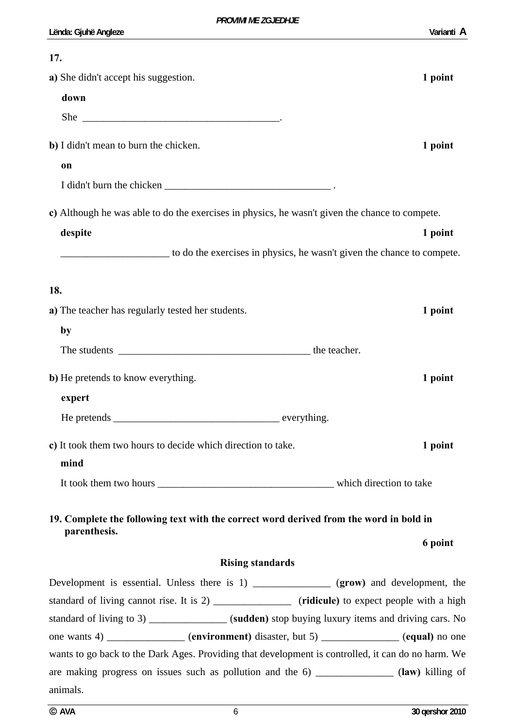**17.**

**a)** She didn't accept his suggestion. **1 point**

**down**

She ______________________________________.

**b)** I didn't mean to burn the chicken. **1 point**

**on**

I didn't burn the chicken ________________________________ .

**c)** Although he was able to do the exercises in physics, he wasn't given the chance to compete.

**despite** **1 point**

_____________________ to do the exercises in physics, he wasn't given the chance to compete.

**18.**

**a)** The teacher has regularly tested her students. **1 point**

**by**

The students _____________________________________ the teacher.

**b)** He pretends to know everything. **1 point**

**expert**

He pretends ________________________________ everything.

**c)** It took them two hours to decide which direction to take. **1 point**

**mind**

It took them two hours __________________________________ which direction to take

**19. Complete the following text with the correct word derived from the word in bold in parenthesis.**

**6 point**

**Rising standards**

Development is essential. Unless there is 1) _______________ (**grow**) and development, the standard of living cannot rise. It is 2) _______________ (**ridicule**) to expect people with a high standard of living to 3) _______________ (**sudden**) stop buying luxury items and driving cars. No one wants 4) _______________ (**environment**) disaster, but 5) _______________ (**equal**) no one wants to go back to the Dark Ages. Providing that development is controlled, it can do no harm. We are making progress on issues such as pollution and the 6) _______________ (**law**) killing of animals.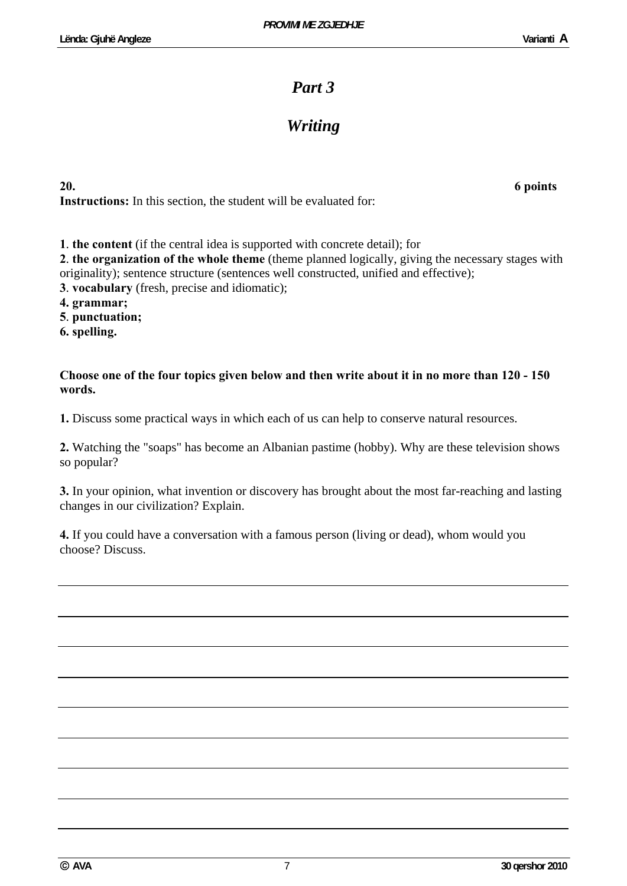# *Part 3*

## *Writing*

**20.** **6 points**

**Instructions:** In this section, the student will be evaluated for:

1. **the content** (if the central idea is supported with concrete detail); for
2. **the organization of the whole theme** (theme planned logically, giving the necessary stages with originality); sentence structure (sentences well constructed, unified and effective);
3. **vocabulary** (fresh, precise and idiomatic);
4. **grammar;**
5. **punctuation;**
6. **spelling.**

**Choose one of the four topics given below and then write about it in no more than 120 - 150 words.**

**1.** Discuss some practical ways in which each of us can help to conserve natural resources.

**2.** Watching the "soaps" has become an Albanian pastime (hobby). Why are these television shows so popular?

**3.** In your opinion, what invention or discovery has brought about the most far-reaching and lasting changes in our civilization? Explain.

**4.** If you could have a conversation with a famous person (living or dead), whom would you choose? Discuss.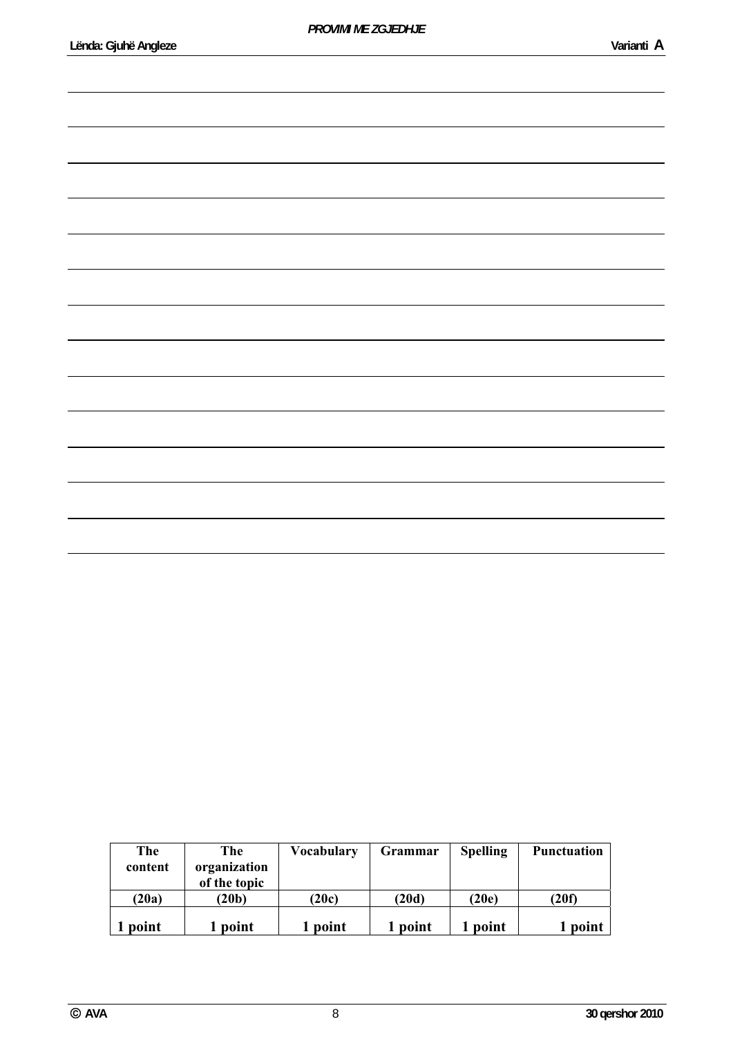| The content | The organization of the topic | Vocabulary | Grammar | Spelling | Punctuation |
|---|---|---|---|---|---|
| (20a) | (20b) | (20c) | (20d) | (20e) | (20f) |
| 1 point | 1 point | 1 point | 1 point | 1 point | 1 point |